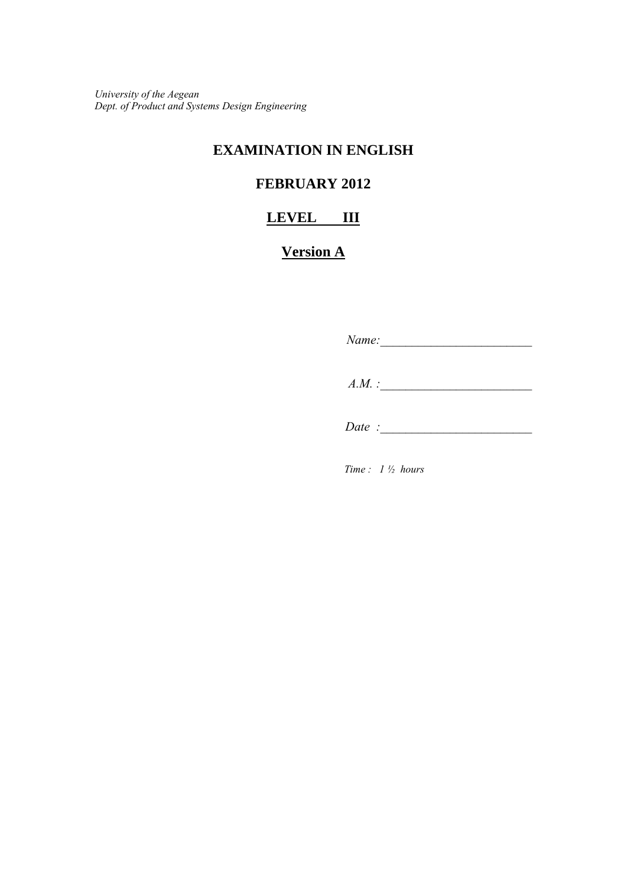*University of the Aegean*
*Dept. of Product and Systems Design Engineering*

# EXAMINATION IN ENGLISH

## FEBRUARY 2012

## <u>LEVEL III</u>

## <u>Version A</u>

*Name:*________________________

*A.M. :*________________________

*Date :*________________________

*Time : 1 ½ hours*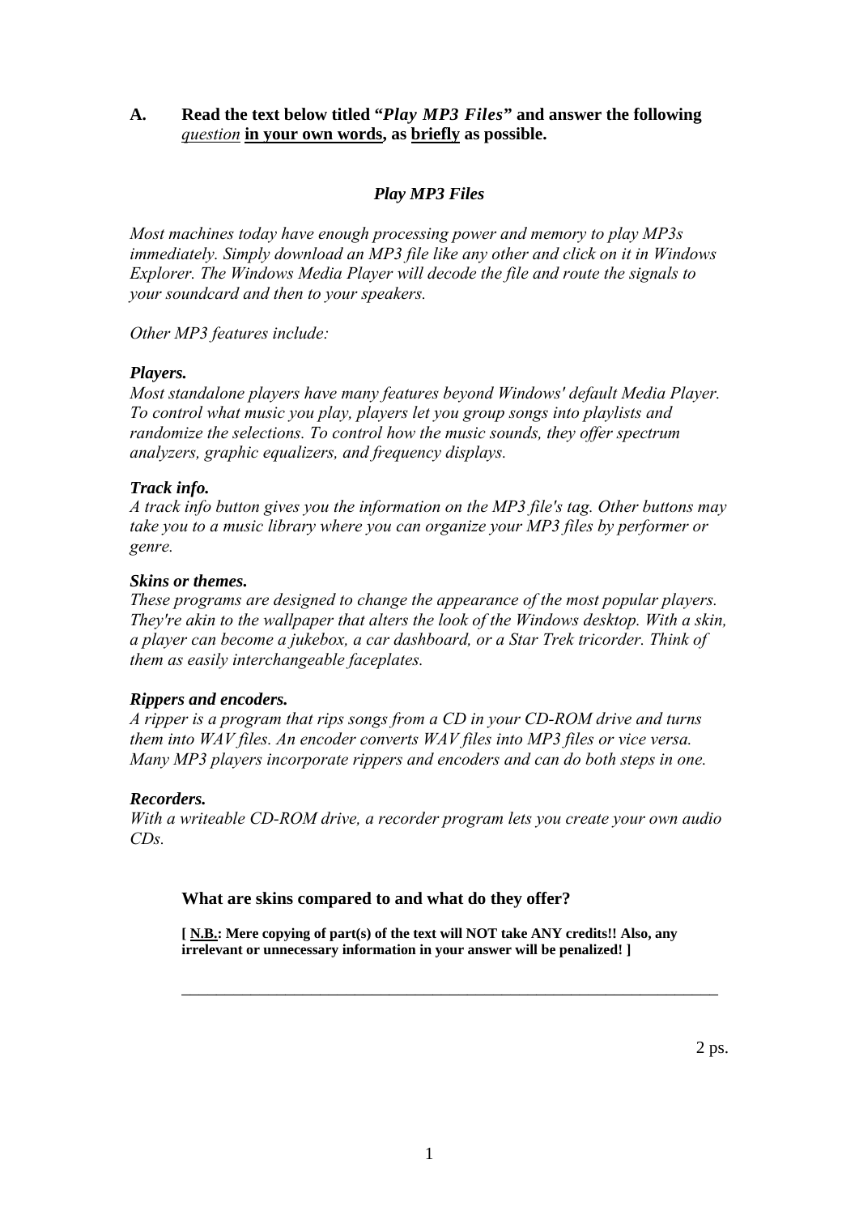**A. Read the text below titled "*Play MP3 Files*" and answer the following *question* in your own words, as briefly as possible.**

### *Play MP3 Files*

*Most machines today have enough processing power and memory to play MP3s immediately. Simply download an MP3 file like any other and click on it in Windows Explorer. The Windows Media Player will decode the file and route the signals to your soundcard and then to your speakers.*

*Other MP3 features include:*

***Players.***
*Most standalone players have many features beyond Windows' default Media Player. To control what music you play, players let you group songs into playlists and randomize the selections. To control how the music sounds, they offer spectrum analyzers, graphic equalizers, and frequency displays.*

***Track info.***
*A track info button gives you the information on the MP3 file's tag. Other buttons may take you to a music library where you can organize your MP3 files by performer or genre.*

***Skins or themes.***
*These programs are designed to change the appearance of the most popular players. They're akin to the wallpaper that alters the look of the Windows desktop. With a skin, a player can become a jukebox, a car dashboard, or a Star Trek tricorder. Think of them as easily interchangeable faceplates.*

***Rippers and encoders.***
*A ripper is a program that rips songs from a CD in your CD-ROM drive and turns them into WAV files. An encoder converts WAV files into MP3 files or vice versa. Many MP3 players incorporate rippers and encoders and can do both steps in one.*

***Recorders.***
*With a writeable CD-ROM drive, a recorder program lets you create your own audio CDs.*

**What are skins compared to and what do they offer?**

**[ N.B.: Mere copying of part(s) of the text will NOT take ANY credits!! Also, any irrelevant or unnecessary information in your answer will be penalized! ]**

\_\_\_\_\_\_\_\_\_\_\_\_\_\_\_\_\_\_\_\_\_\_\_\_\_\_\_\_\_\_\_\_\_\_\_\_\_\_\_\_\_\_\_\_\_\_\_\_\_\_\_\_\_\_\_\_\_\_\_\_\_\_\_\_

2 ps.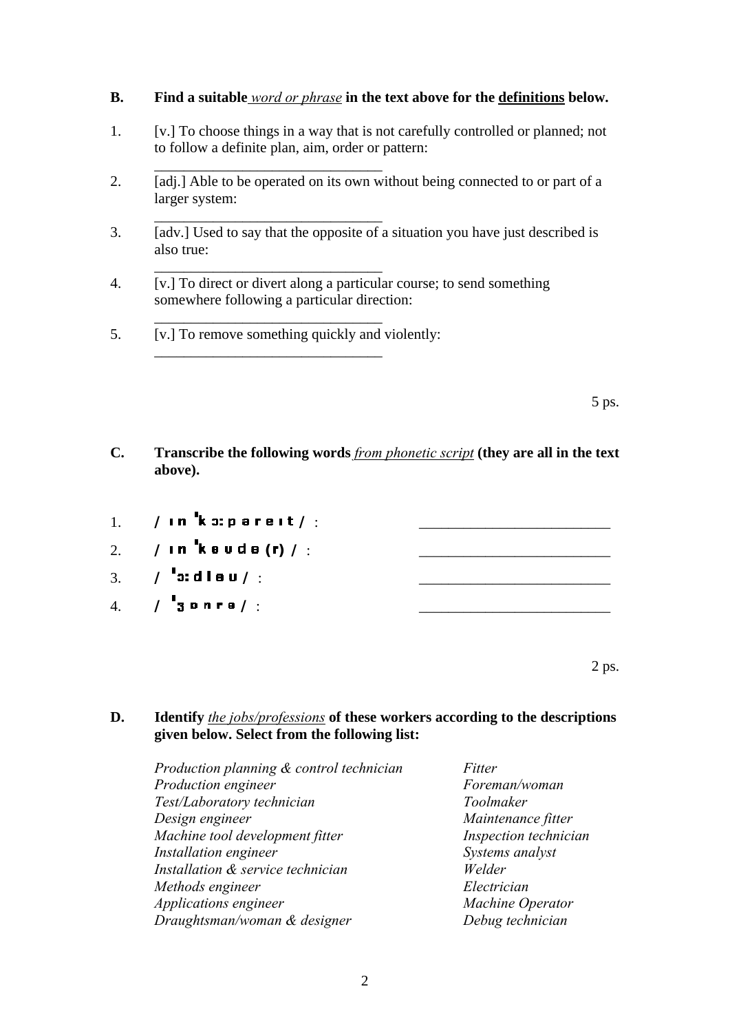**B. Find a suitable *word or phrase* in the text above for the definitions below.**

1. [v.] To choose things in a way that is not carefully controlled or planned; not to follow a definite plan, aim, order or pattern:
   ______________________________
2. [adj.] Able to be operated on its own without being connected to or part of a larger system:
   ______________________________
3. [adv.] Used to say that the opposite of a situation you have just described is also true:
   ______________________________
4. [v.] To direct or divert along a particular course; to send something somewhere following a particular direction:
   ______________________________
5. [v.] To remove something quickly and violently:
   ______________________________

5 ps.

**C. Transcribe the following words *from phonetic script* (they are all in the text above).**

1. / ɪn ˈkɔːpəreɪt / : ________________________
2. / ɪn ˈkəʊdə (r) / : ________________________
3. / ˈɔːdləʊ / : ________________________
4. / ˈʒɒnrə / : ________________________

2 ps.

**D. Identify *the jobs/professions* of these workers according to the descriptions given below. Select from the following list:**

*Production planning & control technician*
*Production engineer*
*Test/Laboratory technician*
*Design engineer*
*Machine tool development fitter*
*Installation engineer*
*Installation & service technician*
*Methods engineer*
*Applications engineer*
*Draughtsman/woman & designer*
*Fitter*
*Foreman/woman*
*Toolmaker*
*Maintenance fitter*
*Inspection technician*
*Systems analyst*
*Welder*
*Electrician*
*Machine Operator*
*Debug technician*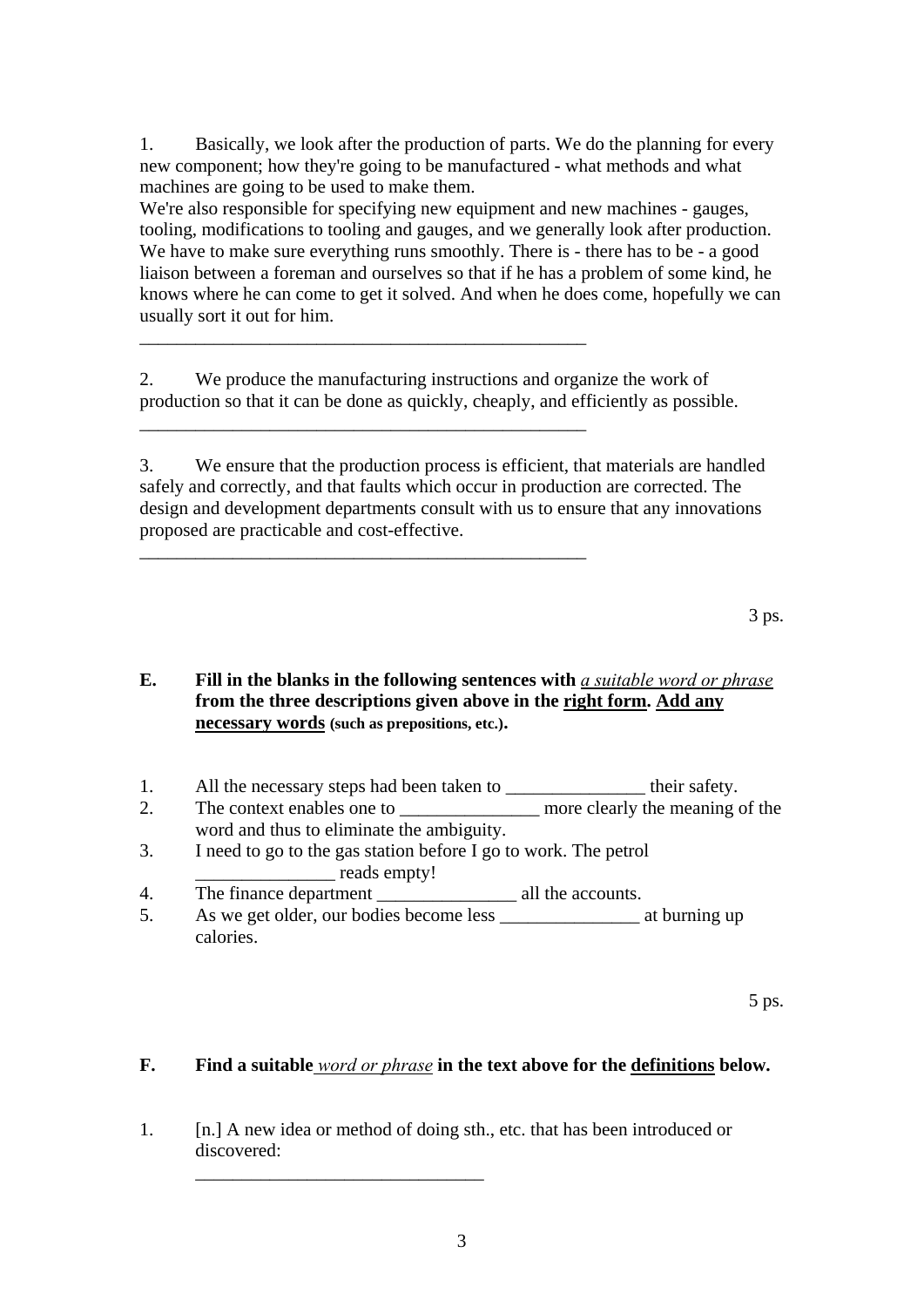1. Basically, we look after the production of parts. We do the planning for every new component; how they're going to be manufactured - what methods and what machines are going to be used to make them.
We're also responsible for specifying new equipment and new machines - gauges, tooling, modifications to tooling and gauges, and we generally look after production. We have to make sure everything runs smoothly. There is - there has to be - a good liaison between a foreman and ourselves so that if he has a problem of some kind, he knows where he can come to get it solved. And when he does come, hopefully we can usually sort it out for him.

__________________________________________________

2. We produce the manufacturing instructions and organize the work of production so that it can be done as quickly, cheaply, and efficiently as possible.

__________________________________________________

3. We ensure that the production process is efficient, that materials are handled safely and correctly, and that faults which occur in production are corrected. The design and development departments consult with us to ensure that any innovations proposed are practicable and cost-effective.

__________________________________________________

3 ps.

**E. Fill in the blanks in the following sentences with *<u>a suitable word or phrase</u>* from the three descriptions given above in the <u>right form</u>. <u>Add any necessary words</u> (such as prepositions, etc.).**

1. All the necessary steps had been taken to _______________ their safety.
2. The context enables one to _______________ more clearly the meaning of the word and thus to eliminate the ambiguity.
3. I need to go to the gas station before I go to work. The petrol _______________ reads empty!
4. The finance department _______________ all the accounts.
5. As we get older, our bodies become less _______________ at burning up calories.

5 ps.

**F. Find a suitable *<u>word or phrase</u>* in the text above for the <u>definitions</u> below.**

1. [n.] A new idea or method of doing sth., etc. that has been introduced or discovered:

   ______________________________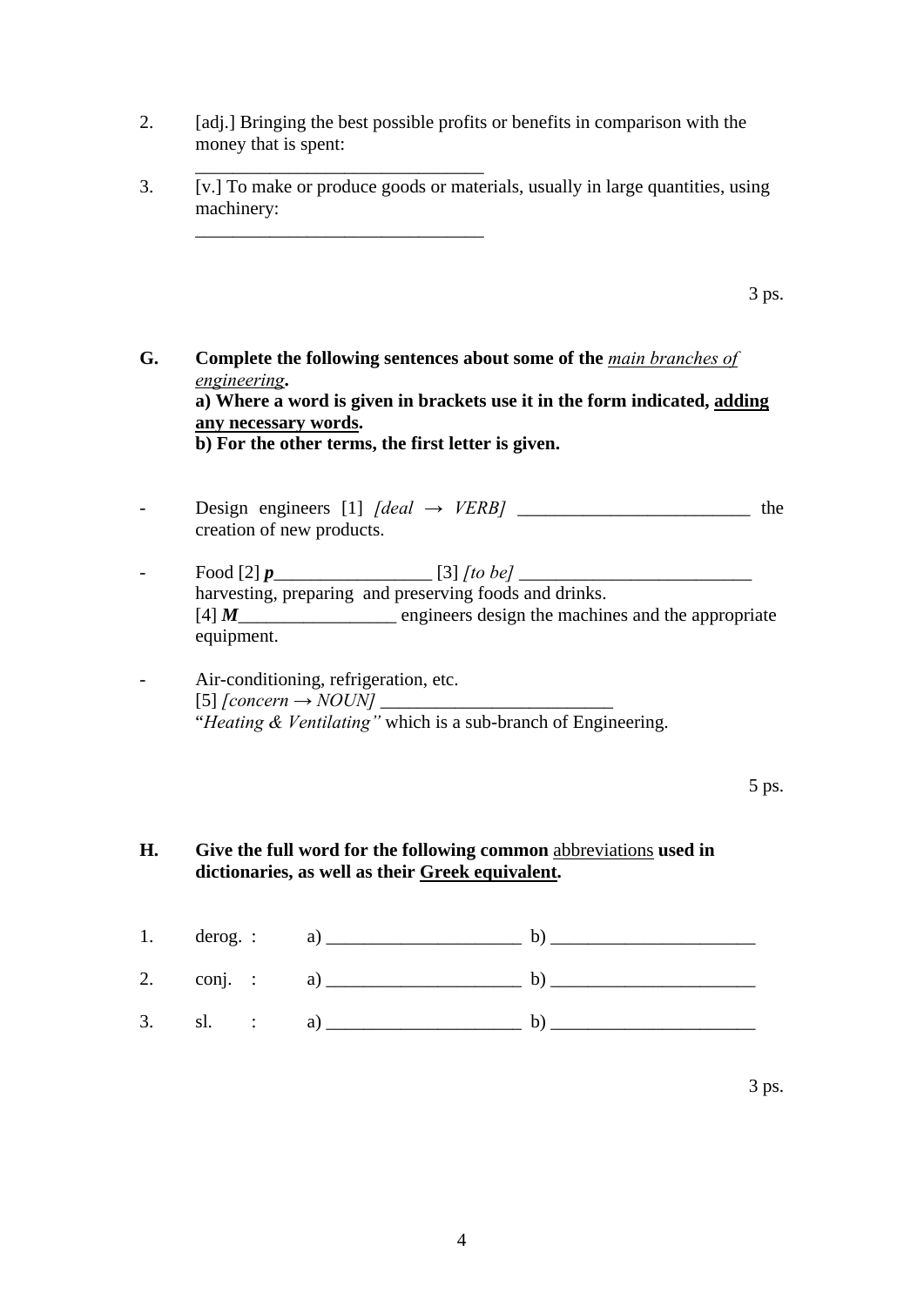2. [adj.] Bringing the best possible profits or benefits in comparison with the money that is spent:

   ______________________________

3. [v.] To make or produce goods or materials, usually in large quantities, using machinery:

   ______________________________

3 ps.

**G. Complete the following sentences about some of the *main branches of engineering*.**
**a) Where a word is given in brackets use it in the form indicated, adding any necessary words.**
**b) For the other terms, the first letter is given.**

- Design engineers [1] *[deal → VERB]* ________________________ the creation of new products.

- Food [2] ***p***________________ [3] *[to be]* ________________________ harvesting, preparing and preserving foods and drinks.
  [4] ***M***________________ engineers design the machines and the appropriate equipment.

- Air-conditioning, refrigeration, etc.
  [5] *[concern → NOUN]* ________________________
  "*Heating & Ventilating"* which is a sub-branch of Engineering.

5 ps.

**H. Give the full word for the following common abbreviations used in dictionaries, as well as their Greek equivalent.**

1. derog. : a) ____________________ b) ____________________
2. conj. : a) ____________________ b) ____________________
3. sl. : a) ____________________ b) ____________________

3 ps.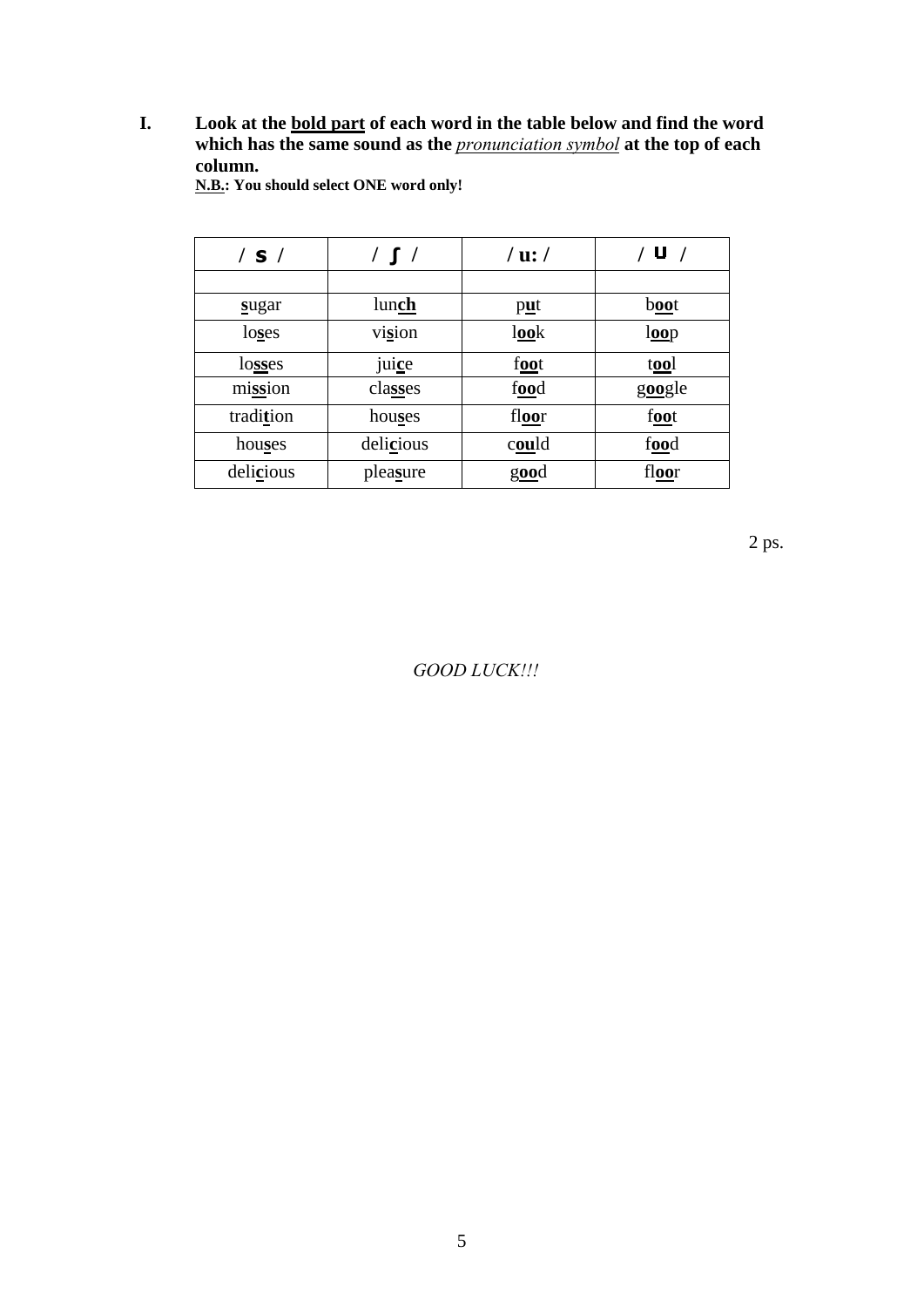**I. Look at the <u>bold part</u> of each word in the table below and find the word which has the same sound as the *<u>pronunciation symbol</u>* at the top of each column.**

**<u>N.B.</u>: You should select ONE word only!**

| / s / | / ʃ / | / u: / | / ʊ / |
|---|---|---|---|
| | | | |
| **s**ugar | lun**ch** | p**u**t | b**oo**t |
| lo**s**es | vi**s**ion | l**oo**k | l**oo**p |
| lo**ss**es | jui**c**e | f**oo**t | t**oo**l |
| mi**ss**ion | cla**ss**es | f**oo**d | g**oo**gle |
| tradi**t**ion | hou**s**es | fl**oo**r | f**oo**t |
| hou**s**es | deli**c**ious | c**ou**ld | f**oo**d |
| deli**c**ious | plea**s**ure | g**oo**d | fl**oo**r |

2 ps.

*GOOD LUCK!!!*